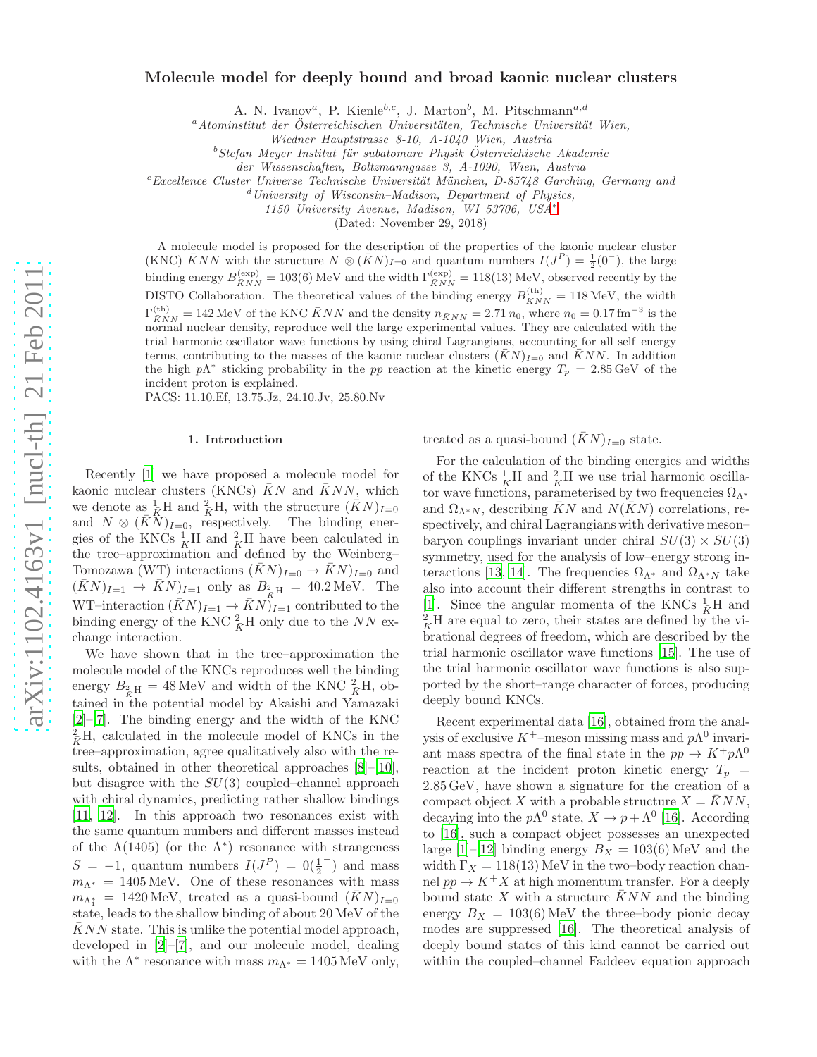# Molecule model for deeply bound and broad kaonic nuclear clusters

A. N. Ivanov[a], P. Kienle[b,c], J. Marton[b], M. Pitschmann[a,d]

[a]*Atominstitut der Österreichischen Universitäten, Technische Universität Wien, Wiedner Hauptstrasse 8-10, A-1040 Wien, Austria*

[b]*Stefan Meyer Institut für subatomare Physik Österreichische Akademie der Wissenschaften, Boltzmanngasse 3, A-1090, Wien, Austria*

[c]*Excellence Cluster Universe Technische Universität München, D-85748 Garching, Germany and*

[d]*University of Wisconsin–Madison, Department of Physics, 1150 University Avenue, Madison, WI 53706, USA*[*]

(Dated: November 29, 2018)

A molecule model is proposed for the description of the properties of the kaonic nuclear cluster (KNC) $\bar{K}NN$ with the structure $N \otimes (\bar{K}N)_{I=0}$ and quantum numbers $I(J^P) = \frac{1}{2}(0^-)$, the large binding energy $B^{(\rm exp)}_{\bar{K}NN} = 103(6)\,{\rm MeV}$ and the width $\Gamma^{(\rm exp)}_{\bar{K}NN} = 118(13)\,{\rm MeV}$, observed recently by the DISTO Collaboration. The theoretical values of the binding energy $B^{(\rm th)}_{\bar{K}NN} = 118\,{\rm MeV}$, the width $\Gamma^{(\rm th)}_{\bar{K}NN} = 142\,{\rm MeV}$ of the KNC $\bar{K}NN$ and the density $n_{\bar{K}NN} = 2.71\,n_0$, where $n_0 = 0.17\,{\rm fm}^{-3}$ is the normal nuclear density, reproduce well the large experimental values. They are calculated with the trial harmonic oscillator wave functions by using chiral Lagrangians, accounting for all self–energy terms, contributing to the masses of the kaonic nuclear clusters $(\bar{K}N)_{I=0}$ and $\bar{K}NN$. In addition the high $p\Lambda^*$ sticking probability in the $pp$ reaction at the kinetic energy $T_p = 2.85\,{\rm GeV}$ of the incident proton is explained.

PACS: 11.10.Ef, 13.75.Jz, 24.10.Jv, 25.80.Nv

## 1. Introduction

Recently [1] we have proposed a molecule model for kaonic nuclear clusters (KNCs) $\bar{K}N$ and $\bar{K}NN$, which we denote as ${}^1_{\bar{K}}{\rm H}$ and ${}^2_{\bar{K}}{\rm H}$, with the structure $(\bar{K}N)_{I=0}$ and $N \otimes (\bar{K}N)_{I=0}$, respectively. The binding energies of the KNCs ${}^1_{\bar{K}}{\rm H}$ and ${}^2_{\bar{K}}{\rm H}$ have been calculated in the tree–approximation and defined by the Weinberg–Tomozawa (WT) interactions $(\bar{K}N)_{I=0} \to (\bar{K}N)_{I=0}$ and $(\bar{K}N)_{I=1} \to (\bar{K}N)_{I=1}$ only as $B_{{}^2_{\bar{K}}{\rm H}} = 40.2\,{\rm MeV}$. The WT–interaction $(\bar{K}N)_{I=1} \to (\bar{K}N)_{I=1}$ contributed to the binding energy of the KNC ${}^2_{\bar{K}}{\rm H}$ only due to the $NN$ exchange interaction.

We have shown that in the tree–approximation the molecule model of the KNCs reproduces well the binding energy $B_{{}^2_{\bar{K}}{\rm H}} = 48\,{\rm MeV}$ and width of the KNC ${}^2_{\bar{K}}{\rm H}$, obtained in the potential model by Akaishi and Yamazaki [2]–[7]. The binding energy and the width of the KNC ${}^2_{\bar{K}}{\rm H}$, calculated in the molecule model of the KNCs in the tree–approximation, agree qualitatively also with the results, obtained in other theoretical approaches [8]–[10], but disagree with the $SU(3)$ coupled–channel approach with chiral dynamics, predicting rather shallow bindings [11, 12]. In this approach two resonances exist with the same quantum numbers and different masses instead of the $\Lambda(1405)$ (or the $\Lambda^*$) resonance with strangeness $S = -1$, quantum numbers $I(J^P) = 0(\frac{1}{2}^-)$ and mass $m_{\Lambda^*} = 1405\,{\rm MeV}$. One of these resonances with mass $m_{\Lambda^*_1} = 1420\,{\rm MeV}$, treated as a quasi-bound $(\bar{K}N)_{I=0}$ state, leads to the shallow binding of about 20 MeV of the $\bar{K}NN$ state. This is unlike the potential model approach, developed in [2]–[7], and our molecule model, dealing with the $\Lambda^*$ resonance with mass $m_{\Lambda^*} = 1405\,{\rm MeV}$ only, treated as a quasi-bound $(\bar{K}N)_{I=0}$ state.

For the calculation of the binding energies and widths of the KNCs ${}^1_{\bar{K}}{\rm H}$ and ${}^2_{\bar{K}}{\rm H}$ we use trial harmonic oscillator wave functions, parameterised by two frequencies $\Omega_{\Lambda^*}$ and $\Omega_{\Lambda^*N}$, describing $\bar{K}N$ and $N(\bar{K}N)$ correlations, respectively, and chiral Lagrangians with derivative meson–baryon couplings invariant under chiral $SU(3) \times SU(3)$ symmetry, used for the analysis of low–energy strong interactions [13, 14]. The frequencies $\Omega_{\Lambda^*}$ and $\Omega_{\Lambda^*N}$ take also into account their different strengths in contrast to [1]. Since the angular momenta of the KNCs ${}^1_{\bar{K}}{\rm H}$ and ${}^2_{\bar{K}}{\rm H}$ are equal to zero, their states are defined by the vibrational degrees of freedom, which are described by the trial harmonic oscillator wave functions [15]. The use of the trial harmonic oscillator wave functions is also supported by the short–range character of forces, producing deeply bound KNCs.

Recent experimental data [16], obtained from the analysis of exclusive $K^+$–meson missing mass and $p\Lambda^0$ invariant mass spectra of the final state in the $pp \to K^+p\Lambda^0$ reaction at the incident proton kinetic energy $T_p = 2.85\,{\rm GeV}$, have shown a signature for the creation of a compact object $X$ with a probable structure $X = \bar{K}NN$, decaying into the $p\Lambda^0$ state, $X \to p + \Lambda^0$ [16]. According to [16], such a compact object possesses an unexpected large [1]–[12] binding energy $B_X = 103(6)\,{\rm MeV}$ and the width $\Gamma_X = 118(13)\,{\rm MeV}$ in the two–body reaction channel $pp \to K^+X$ at high momentum transfer. For a deeply bound state $X$ with a structure $\bar{K}NN$ and the binding energy $B_X = 103(6)\,{\rm MeV}$ the three–body pionic decay modes are suppressed [16]. The theoretical analysis of deeply bound states of this kind cannot be carried out within the coupled–channel Faddeev equation approach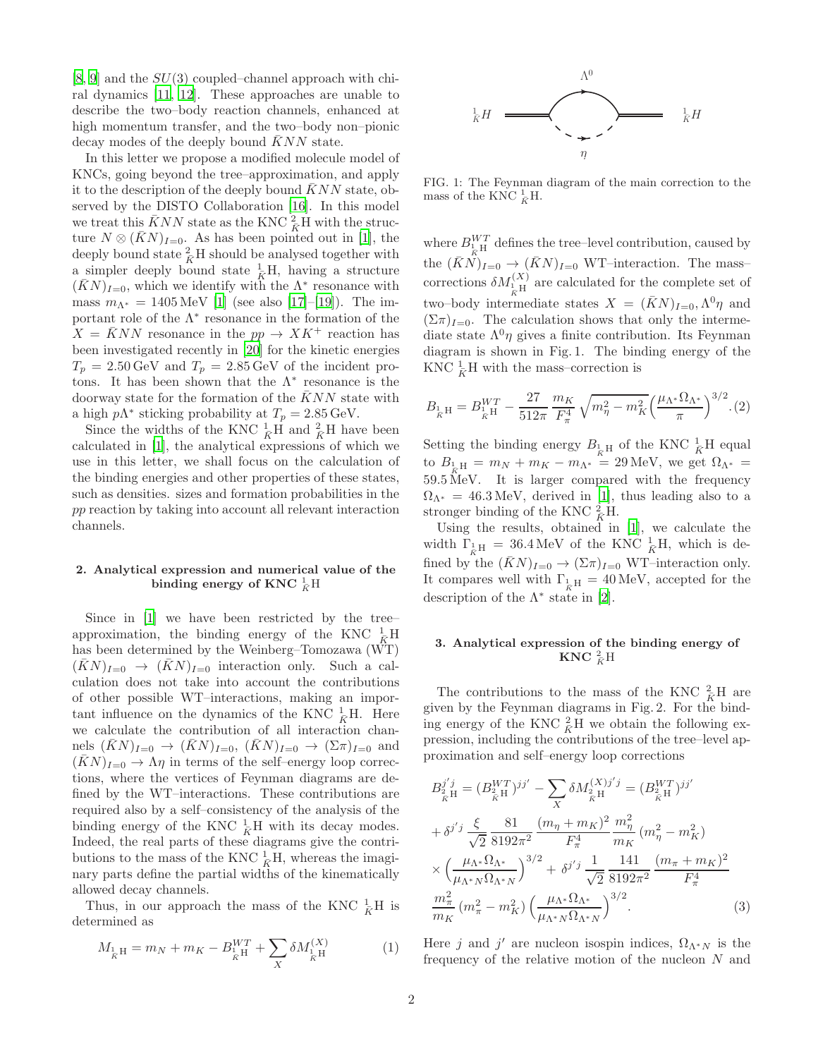[8, 9] and the $SU(3)$ coupled–channel approach with chiral dynamics [11, 12]. These approaches are unable to describe the two–body reaction channels, enhanced at high momentum transfer, and the two–body non–pionic decay modes of the deeply bound $\bar{K}NN$ state.

In this letter we propose a modified molecule model of KNCs, going beyond the tree–approximation, and apply it to the description of the deeply bound $\bar{K}NN$ state, observed by the DISTO Collaboration [16]. In this model we treat this $\bar{K}NN$ state as the KNC ${}^{2}_{\bar{K}}\mathrm{H}$ with the structure $N \otimes (\bar{K}N)_{I=0}$. As has been pointed out in [1], the deeply bound state ${}^{2}_{\bar{K}}\mathrm{H}$ should be analysed together with a simpler deeply bound state ${}^{1}_{\bar{K}}\mathrm{H}$, having a structure $(\bar{K}N)_{I=0}$, which we identify with the $\Lambda^*$ resonance with mass $m_{\Lambda^*} = 1405\,\mathrm{MeV}$ [1] (see also [17]–[19]). The important role of the $\Lambda^*$ resonance in the formation of the $X = \bar{K}NN$ resonance in the $pp \to XK^+$ reaction has been investigated recently in [20] for the kinetic energies $T_p = 2.50\,\mathrm{GeV}$ and $T_p = 2.85\,\mathrm{GeV}$ of the incident protons. It has been shown that the $\Lambda^*$ resonance is the doorway state for the formation of the $\bar{K}NN$ state with a high $p\Lambda^*$ sticking probability at $T_p = 2.85\,\mathrm{GeV}$.

Since the widths of the KNC ${}^{1}_{\bar{K}}\mathrm{H}$ and ${}^{2}_{\bar{K}}\mathrm{H}$ have been calculated in [1], the analytical expressions of which we use in this letter, we shall focus on the calculation of the binding energies and other properties of these states, such as densities. sizes and formation probabilities in the $pp$ reaction by taking into account all relevant interaction channels.

## 2. Analytical expression and numerical value of the binding energy of KNC ${}^{1}_{\bar{K}}\mathrm{H}$

Since in [1] we have been restricted by the tree–approximation, the binding energy of the KNC ${}^{1}_{\bar{K}}\mathrm{H}$ has been determined by the Weinberg–Tomozawa (WT) $(\bar{K}N)_{I=0} \to (\bar{K}N)_{I=0}$ interaction only. Such a calculation does not take into account the contributions of other possible WT–interactions, making an important influence on the dynamics of the KNC ${}^{1}_{\bar{K}}\mathrm{H}$. Here we calculate the contribution of all interaction channels $(\bar{K}N)_{I=0} \to (\bar{K}N)_{I=0}$, $(\bar{K}N)_{I=0} \to (\Sigma\pi)_{I=0}$ and $(\bar{K}N)_{I=0} \to \Lambda\eta$ in terms of the self–energy loop corrections, where the vertices of Feynman diagrams are defined by the WT–interactions. These contributions are required also by a self–consistency of the analysis of the binding energy of the KNC ${}^{1}_{\bar{K}}\mathrm{H}$ with its decay modes. Indeed, the real parts of these diagrams give the contributions to the mass of the KNC ${}^{1}_{\bar{K}}\mathrm{H}$, whereas the imaginary parts define the partial widths of the kinematically allowed decay channels.

Thus, in our approach the mass of the KNC ${}^{1}_{\bar{K}}\mathrm{H}$ is determined as

$$M_{{}^{1}_{\bar{K}}\mathrm{H}} = m_N + m_K - B^{WT}_{{}^{1}_{\bar{K}}\mathrm{H}} + \sum_X \delta M^{(X)}_{{}^{1}_{\bar{K}}\mathrm{H}} \qquad (1)$$

FIG. 1: The Feynman diagram of the main correction to the mass of the KNC ${}^{1}_{\bar{K}}\mathrm{H}$.

where $B^{WT}_{{}^{1}_{\bar{K}}\mathrm{H}}$ defines the tree–level contribution, caused by the $(\bar{K}N)_{I=0} \to (\bar{K}N)_{I=0}$ WT–interaction. The mass–corrections $\delta M^{(X)}_{{}^{1}_{\bar{K}}\mathrm{H}}$ are calculated for the complete set of two–body intermediate states $X = (\bar{K}N)_{I=0}, \Lambda^0\eta$ and $(\Sigma\pi)_{I=0}$. The calculation shows that only the intermediate state $\Lambda^0\eta$ gives a finite contribution. Its Feynman diagram is shown in Fig. 1. The binding energy of the KNC ${}^{1}_{\bar{K}}\mathrm{H}$ with the mass–correction is

$$B_{{}^{1}_{\bar{K}}\mathrm{H}} = B^{WT}_{{}^{1}_{\bar{K}}\mathrm{H}} - \frac{27}{512\pi}\,\frac{m_K}{F^4_\pi}\,\sqrt{m^2_\eta - m^2_K}\Big(\frac{\mu_{\Lambda^*}\Omega_{\Lambda^*}}{\pi}\Big)^{3/2}. \quad (2)$$

Setting the binding energy $B_{{}^{1}_{\bar{K}}\mathrm{H}}$ of the KNC ${}^{1}_{\bar{K}}\mathrm{H}$ equal to $B_{{}^{1}_{\bar{K}}\mathrm{H}} = m_N + m_K - m_{\Lambda^*} = 29\,\mathrm{MeV}$, we get $\Omega_{\Lambda^*} = 59.5\,\mathrm{MeV}$. It is larger compared with the frequency $\Omega_{\Lambda^*} = 46.3\,\mathrm{MeV}$, derived in [1], thus leading also to a stronger binding of the KNC ${}^{2}_{\bar{K}}\mathrm{H}$.

Using the results, obtained in [1], we calculate the width $\Gamma_{{}^{1}_{\bar{K}}\mathrm{H}} = 36.4\,\mathrm{MeV}$ of the KNC ${}^{1}_{\bar{K}}\mathrm{H}$, which is defined by the $(\bar{K}N)_{I=0} \to (\Sigma\pi)_{I=0}$ WT–interaction only. It compares well with $\Gamma_{{}^{1}_{\bar{K}}\mathrm{H}} = 40\,\mathrm{MeV}$, accepted for the description of the $\Lambda^*$ state in [2].

## 3. Analytical expression of the binding energy of KNC ${}^{2}_{\bar{K}}\mathrm{H}$

The contributions to the mass of the KNC ${}^{2}_{\bar{K}}\mathrm{H}$ are given by the Feynman diagrams in Fig. 2. For the binding energy of the KNC ${}^{2}_{\bar{K}}\mathrm{H}$ we obtain the following expression, including the contributions of the tree–level approximation and self–energy loop corrections

$$\begin{aligned}
B^{j'j}_{{}^{2}_{\bar{K}}\mathrm{H}} &= (B^{WT}_{{}^{2}_{\bar{K}}\mathrm{H}})^{jj'} - \sum_X \delta M^{(X)j'j}_{{}^{2}_{\bar{K}}\mathrm{H}} = (B^{WT}_{{}^{2}_{\bar{K}}\mathrm{H}})^{jj'} \\
&+ \delta^{j'j}\,\frac{\xi}{\sqrt{2}}\,\frac{81}{8192\pi^2}\,\frac{(m_\eta + m_K)^2}{F^4_\pi}\,\frac{m^2_\eta}{m_K}\,(m^2_\eta - m^2_K) \\
&\times \Big(\frac{\mu_{\Lambda^*}\Omega_{\Lambda^*}}{\mu_{\Lambda^* N}\Omega_{\Lambda^* N}}\Big)^{3/2} + \delta^{j'j}\,\frac{1}{\sqrt{2}}\,\frac{141}{8192\pi^2}\,\frac{(m_\pi + m_K)^2}{F^4_\pi} \\
&\frac{m^2_\pi}{m_K}\,(m^2_\pi - m^2_K)\,\Big(\frac{\mu_{\Lambda^*}\Omega_{\Lambda^*}}{\mu_{\Lambda^* N}\Omega_{\Lambda^* N}}\Big)^{3/2}. \qquad (3)
\end{aligned}$$

Here $j$ and $j'$ are nucleon isospin indices, $\Omega_{\Lambda^* N}$ is the frequency of the relative motion of the nucleon $N$ and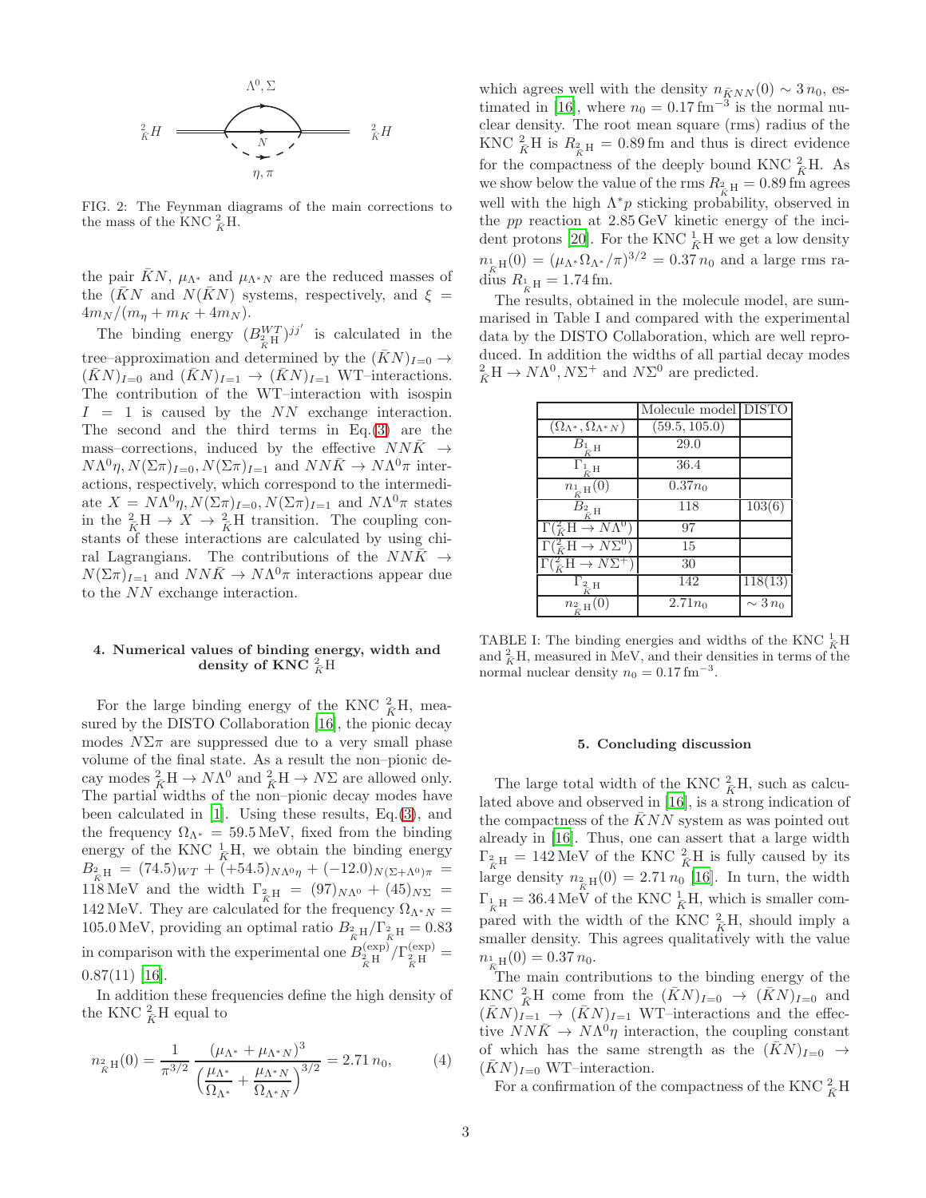FIG. 2: The Feynman diagrams of the main corrections to the mass of the KNC ${}^{2}_{\bar{K}}$H.

the pair $\bar{K}N$, $\mu_{\Lambda^*}$ and $\mu_{\Lambda^* N}$ are the reduced masses of the $(\bar{K}N$ and $N(\bar{K}N)$ systems, respectively, and $\xi = 4m_N/(m_\eta + m_K + 4m_N)$.

The binding energy $(B^{WT}_{{}^{2}_{\bar{K}}\mathrm{H}})^{jj'}$ is calculated in the tree–approximation and determined by the $(\bar{K}N)_{I=0} \to (\bar{K}N)_{I=0}$ and $(\bar{K}N)_{I=1} \to (\bar{K}N)_{I=1}$ WT–interactions. The contribution of the WT–interaction with isospin $I = 1$ is caused by the $NN$ exchange interaction. The second and the third terms in Eq.(3) are the mass–corrections, induced by the effective $NN\bar{K} \to N\Lambda^0\eta, N(\Sigma\pi)_{I=0}, N(\Sigma\pi)_{I=1}$ and $NN\bar{K} \to N\Lambda^0\pi$ interactions, respectively, which correspond to the intermediate $X = N\Lambda^0\eta, N(\Sigma\pi)_{I=0}, N(\Sigma\pi)_{I=1}$ and $N\Lambda^0\pi$ states in the ${}^{2}_{\bar{K}}\mathrm{H} \to X \to {}^{2}_{\bar{K}}\mathrm{H}$ transition. The coupling constants of these interactions are calculated by using chiral Lagrangians. The contributions of the $NN\bar{K} \to N(\Sigma\pi)_{I=1}$ and $NN\bar{K} \to N\Lambda^0\pi$ interactions appear due to the $NN$ exchange interaction.

#### 4. Numerical values of binding energy, width and density of KNC ${}^{2}_{\bar{K}}$H

For the large binding energy of the KNC ${}^{2}_{\bar{K}}$H, measured by the DISTO Collaboration [16], the pionic decay modes $N\Sigma\pi$ are suppressed due to a very small phase volume of the final state. As a result the non–pionic decay modes ${}^{2}_{\bar{K}}\mathrm{H} \to N\Lambda^0$ and ${}^{2}_{\bar{K}}\mathrm{H} \to N\Sigma$ are allowed only. The partial widths of the non–pionic decay modes have been calculated in [1]. Using these results, Eq.(3), and the frequency $\Omega_{\Lambda^*}$, fixed from the binding energy of the KNC ${}^{1}_{\bar{K}}$H, we obtain the binding energy $B_{{}^{2}_{\bar{K}}\mathrm{H}} = (74.5)_{WT} + (+54.5)_{N\Lambda^0\eta} + (-12.0)_{N(\Sigma+\Lambda^0)\pi} = 118\,\mathrm{MeV}$ and the width $\Gamma_{{}^{2}_{\bar{K}}\mathrm{H}} = (97)_{N\Lambda^0} + (45)_{N\Sigma} = 142\,\mathrm{MeV}$. They are calculated for the frequency $\Omega_{\Lambda^* N} = 105.0\,\mathrm{MeV}$, providing an optimal ratio $B_{{}^{2}_{\bar{K}}\mathrm{H}}/\Gamma_{{}^{2}_{\bar{K}}\mathrm{H}} = 0.83$ in comparison with the experimental one $B^{(\exp)}_{{}^{2}_{\bar{K}}\mathrm{H}}/\Gamma^{(\exp)}_{{}^{2}_{\bar{K}}\mathrm{H}} = 0.87(11)$ [16].

In addition these frequencies define the high density of the KNC ${}^{2}_{\bar{K}}$H equal to

$$n_{{}^{2}_{\bar{K}}\mathrm{H}}(0) = \frac{1}{\pi^{3/2}}\,\frac{(\mu_{\Lambda^*} + \mu_{\Lambda^* N})^3}{\Big(\dfrac{\mu_{\Lambda^*}}{\Omega_{\Lambda^*}} + \dfrac{\mu_{\Lambda^* N}}{\Omega_{\Lambda^* N}}\Big)^{3/2}} = 2.71\,n_0, \qquad (4)$$

which agrees well with the density $n_{\bar{K}NN}(0) \sim 3\,n_0$, estimated in [16], where $n_0 = 0.17\,\mathrm{fm}^{-3}$ is the normal nuclear density. The root mean square (rms) radius of the KNC ${}^{2}_{\bar{K}}$H is $R_{{}^{2}_{\bar{K}}\mathrm{H}} = 0.89\,\mathrm{fm}$ and thus is direct evidence for the compactness of the deeply bound KNC ${}^{2}_{\bar{K}}$H. As we show below the value of the rms $R_{{}^{2}_{\bar{K}}\mathrm{H}} = 0.89\,\mathrm{fm}$ agrees well with the high $\Lambda^* p$ sticking probability, observed in the $pp$ reaction at $2.85\,\mathrm{GeV}$ kinetic energy of the incident protons [20]. For the KNC ${}^{1}_{\bar{K}}$H we get a low density $n_{{}^{1}_{\bar{K}}\mathrm{H}}(0) = (\mu_{\Lambda^*}\Omega_{\Lambda^*}/\pi)^{3/2} = 0.37\,n_0$ and a large rms radius $R_{{}^{1}_{\bar{K}}\mathrm{H}} = 1.74\,\mathrm{fm}$.

The results, obtained in the molecule model, are summarised in Table I and compared with the experimental data by the DISTO Collaboration, which are well reproduced. In addition the widths of all partial decay modes ${}^{2}_{\bar{K}}\mathrm{H} \to N\Lambda^0, N\Sigma^+$ and $N\Sigma^0$ are predicted.

| | Molecule model | DISTO |
|---|---|---|
| $(\Omega_{\Lambda^*}, \Omega_{\Lambda^* N})$ | (59.5, 105.0) | |
| $B_{{}^{1}_{\bar{K}}\mathrm{H}}$ | 29.0 | |
| $\Gamma_{{}^{1}_{\bar{K}}\mathrm{H}}$ | 36.4 | |
| $n_{{}^{1}_{\bar{K}}\mathrm{H}}(0)$ | $0.37n_0$ | |
| $B_{{}^{2}_{\bar{K}}\mathrm{H}}$ | 118 | 103(6) |
| $\Gamma({}^{2}_{\bar{K}}\mathrm{H} \to N\Lambda^0)$ | 97 | |
| $\Gamma({}^{2}_{\bar{K}}\mathrm{H} \to N\Sigma^0)$ | 15 | |
| $\Gamma({}^{2}_{\bar{K}}\mathrm{H} \to N\Sigma^+)$ | 30 | |
| $\Gamma_{{}^{2}_{\bar{K}}\mathrm{H}}$ | 142 | 118(13) |
| $n_{{}^{2}_{\bar{K}}\mathrm{H}}(0)$ | $2.71n_0$ | $\sim 3\,n_0$ |

TABLE I: The binding energies and widths of the KNC ${}^{1}_{\bar{K}}$H and ${}^{2}_{\bar{K}}$H, measured in MeV, and their densities in terms of the normal nuclear density $n_0 = 0.17\,\mathrm{fm}^{-3}$.

#### 5. Concluding discussion

The large total width of the KNC ${}^{2}_{\bar{K}}$H, such as calculated above and observed in [16], is a strong indication of the compactness of the $\bar{K}NN$ system as was pointed out already in [16]. Thus, one can assert that a large width $\Gamma_{{}^{2}_{\bar{K}}\mathrm{H}} = 142\,\mathrm{MeV}$ of the KNC ${}^{2}_{\bar{K}}$H is fully caused by its large density $n_{{}^{2}_{\bar{K}}\mathrm{H}}(0) = 2.71\,n_0$ [16]. In turn, the width $\Gamma_{{}^{1}_{\bar{K}}\mathrm{H}} = 36.4\,\mathrm{MeV}$ of the KNC ${}^{1}_{\bar{K}}$H, which is smaller compared with the width of the KNC ${}^{2}_{\bar{K}}$H, should imply a smaller density. This agrees qualitatively with the value $n_{{}^{1}_{\bar{K}}\mathrm{H}}(0) = 0.37\,n_0$.

The main contributions to the binding energy of the KNC ${}^{2}_{\bar{K}}$H come from the $(\bar{K}N)_{I=0} \to (\bar{K}N)_{I=0}$ and $(\bar{K}N)_{I=1} \to (\bar{K}N)_{I=1}$ WT–interactions and the effective $NN\bar{K} \to N\Lambda^0\eta$ interaction, the coupling constant of which has the same strength as the $(\bar{K}N)_{I=0} \to (\bar{K}N)_{I=0}$ WT–interaction.

For a confirmation of the compactness of the KNC ${}^{2}_{\bar{K}}$H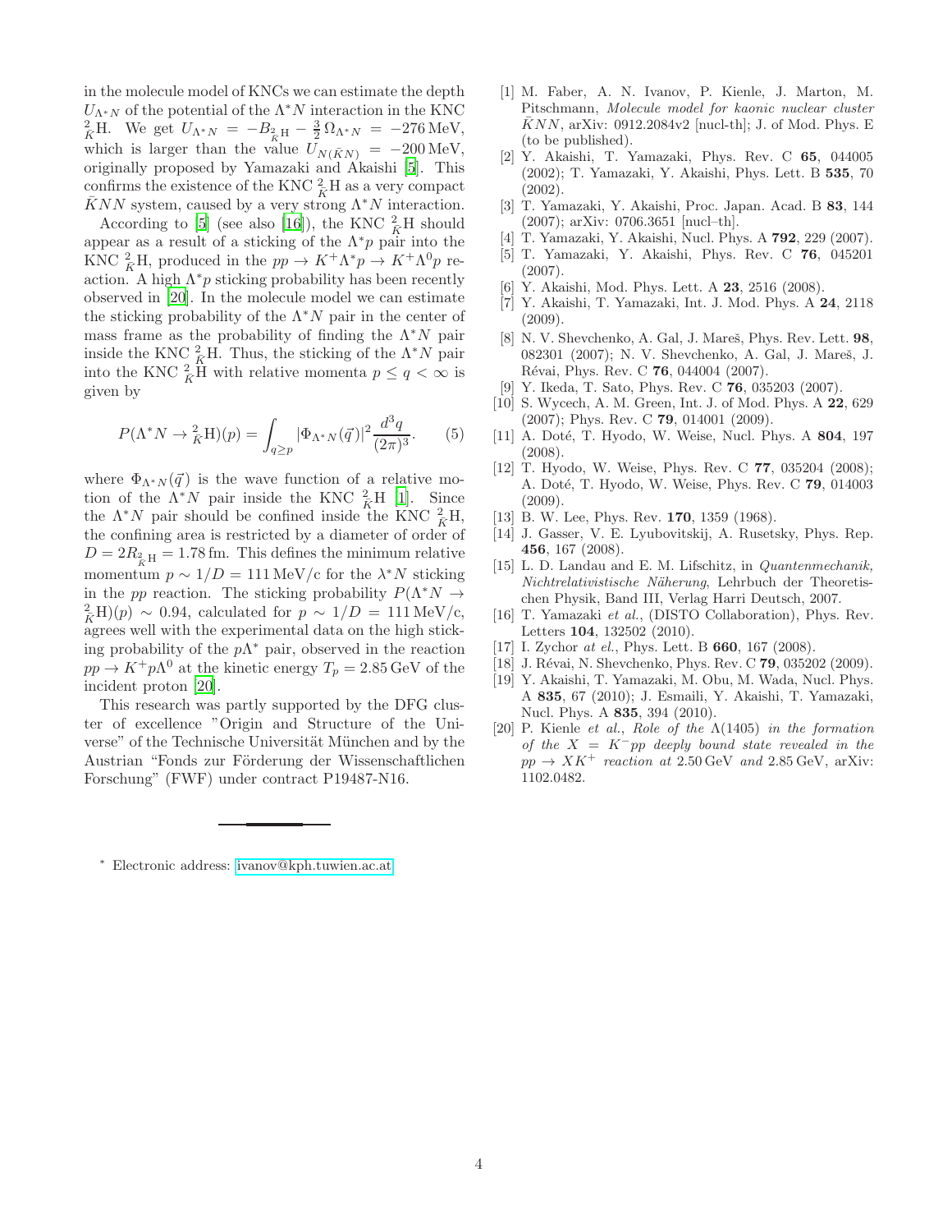in the molecule model of KNCs we can estimate the depth $U_{\Lambda^* N}$ of the potential of the $\Lambda^* N$ interaction in the KNC ${}^{2}_{\bar{K}}\mathrm{H}$. We get $U_{\Lambda^* N} = -B_{{}^{2}_{\bar{K}}\mathrm{H}} - \frac{3}{2}\,\Omega_{\Lambda^* N} = -276\,\mathrm{MeV}$, which is larger than the value $U_{N(\bar{K}N)} = -200\,\mathrm{MeV}$, originally proposed by Yamazaki and Akaishi [5]. This confirms the existence of the KNC ${}^{2}_{\bar{K}}\mathrm{H}$ as a very compact $\bar{K}NN$ system, caused by a very strong $\Lambda^* N$ interaction.

According to [5] (see also [16]), the KNC ${}^{2}_{\bar{K}}\mathrm{H}$ should appear as a result of a sticking of the $\Lambda^* p$ pair into the KNC ${}^{2}_{\bar{K}}\mathrm{H}$, produced in the $pp \to K^+\Lambda^* p \to K^+\Lambda^0 p$ reaction. A high $\Lambda^* p$ sticking probability has been recently observed in [20]. In the molecule model we can estimate the sticking probability of the $\Lambda^* N$ pair in the center of mass frame as the probability of finding the $\Lambda^* N$ pair inside the KNC ${}^{2}_{\bar{K}}\mathrm{H}$. Thus, the sticking of the $\Lambda^* N$ pair into the KNC ${}^{2}_{\bar{K}}\mathrm{H}$ with relative momenta $p \le q < \infty$ is given by

$$P(\Lambda^* N \to {}^{2}_{\bar{K}}\mathrm{H})(p) = \int_{q \ge p} |\Phi_{\Lambda^* N}(\vec{q}\,)|^2 \frac{d^3 q}{(2\pi)^3}. \qquad (5)$$

where $\Phi_{\Lambda^* N}(\vec{q}\,)$ is the wave function of a relative motion of the $\Lambda^* N$ pair inside the KNC ${}^{2}_{\bar{K}}\mathrm{H}$ [1]. Since the $\Lambda^* N$ pair should be confined inside the KNC ${}^{2}_{\bar{K}}\mathrm{H}$, the confining area is restricted by a diameter of order of $D = 2R_{{}^{2}_{\bar{K}}\mathrm{H}} = 1.78\,\mathrm{fm}$. This defines the minimum relative momentum $p \sim 1/D = 111\,\mathrm{MeV/c}$ for the $\lambda^* N$ sticking in the $pp$ reaction. The sticking probability $P(\Lambda^* N \to {}^{2}_{\bar{K}}\mathrm{H})(p) \sim 0.94$, calculated for $p \sim 1/D = 111\,\mathrm{MeV/c}$, agrees well with the experimental data on the high sticking probability of the $p\Lambda^*$ pair, observed in the reaction $pp \to K^+ p \Lambda^0$ at the kinetic energy $T_p = 2.85\,\mathrm{GeV}$ of the incident proton [20].

This research was partly supported by the DFG cluster of excellence "Origin and Structure of the Universe" of the Technische Universität München and by the Austrian "Fonds zur Förderung der Wissenschaftlichen Forschung" (FWF) under contract P19487-N16.

---

* Electronic address: ivanov@kph.tuwien.ac.at

[1] M. Faber, A. N. Ivanov, P. Kienle, J. Marton, M. Pitschmann, *Molecule model for kaonic nuclear cluster $\bar{K}NN$*, arXiv: 0912.2084v2 [nucl-th]; J. of Mod. Phys. E (to be published).

[2] Y. Akaishi, T. Yamazaki, Phys. Rev. C **65**, 044005 (2002); T. Yamazaki, Y. Akaishi, Phys. Lett. B **535**, 70 (2002).

[3] T. Yamazaki, Y. Akaishi, Proc. Japan. Acad. B **83**, 144 (2007); arXiv: 0706.3651 [nucl–th].

[4] T. Yamazaki, Y. Akaishi, Nucl. Phys. A **792**, 229 (2007).

[5] T. Yamazaki, Y. Akaishi, Phys. Rev. C **76**, 045201 (2007).

[6] Y. Akaishi, Mod. Phys. Lett. A **23**, 2516 (2008).

[7] Y. Akaishi, T. Yamazaki, Int. J. Mod. Phys. A **24**, 2118 (2009).

[8] N. V. Shevchenko, A. Gal, J. Mareš, Phys. Rev. Lett. **98**, 082301 (2007); N. V. Shevchenko, A. Gal, J. Mareš, J. Révai, Phys. Rev. C **76**, 044004 (2007).

[9] Y. Ikeda, T. Sato, Phys. Rev. C **76**, 035203 (2007).

[10] S. Wycech, A. M. Green, Int. J. of Mod. Phys. A **22**, 629 (2007); Phys. Rev. C **79**, 014001 (2009).

[11] A. Doté, T. Hyodo, W. Weise, Nucl. Phys. A **804**, 197 (2008).

[12] T. Hyodo, W. Weise, Phys. Rev. C **77**, 035204 (2008); A. Doté, T. Hyodo, W. Weise, Phys. Rev. C **79**, 014003 (2009).

[13] B. W. Lee, Phys. Rev. **170**, 1359 (1968).

[14] J. Gasser, V. E. Lyubovitskij, A. Rusetsky, Phys. Rep. **456**, 167 (2008).

[15] L. D. Landau and E. M. Lifschitz, in *Quantenmechanik, Nichtrelativistische Näherung*, Lehrbuch der Theoretischen Physik, Band III, Verlag Harri Deutsch, 2007.

[16] T. Yamazaki *et al.*, (DISTO Collaboration), Phys. Rev. Letters **104**, 132502 (2010).

[17] I. Zychor *at el.*, Phys. Lett. B **660**, 167 (2008).

[18] J. Révai, N. Shevchenko, Phys. Rev. C **79**, 035202 (2009).

[19] Y. Akaishi, T. Yamazaki, M. Obu, M. Wada, Nucl. Phys. A **835**, 67 (2010); J. Esmaili, Y. Akaishi, T. Yamazaki, Nucl. Phys. A **835**, 394 (2010).

[20] P. Kienle *et al.*, *Role of the* $\Lambda(1405)$ *in the formation of the* $X = K^- pp$ *deeply bound state revealed in the* $pp \to XK^+$ *reaction at* $2.50\,\mathrm{GeV}$ *and* $2.85\,\mathrm{GeV}$, arXiv: 1102.0482.